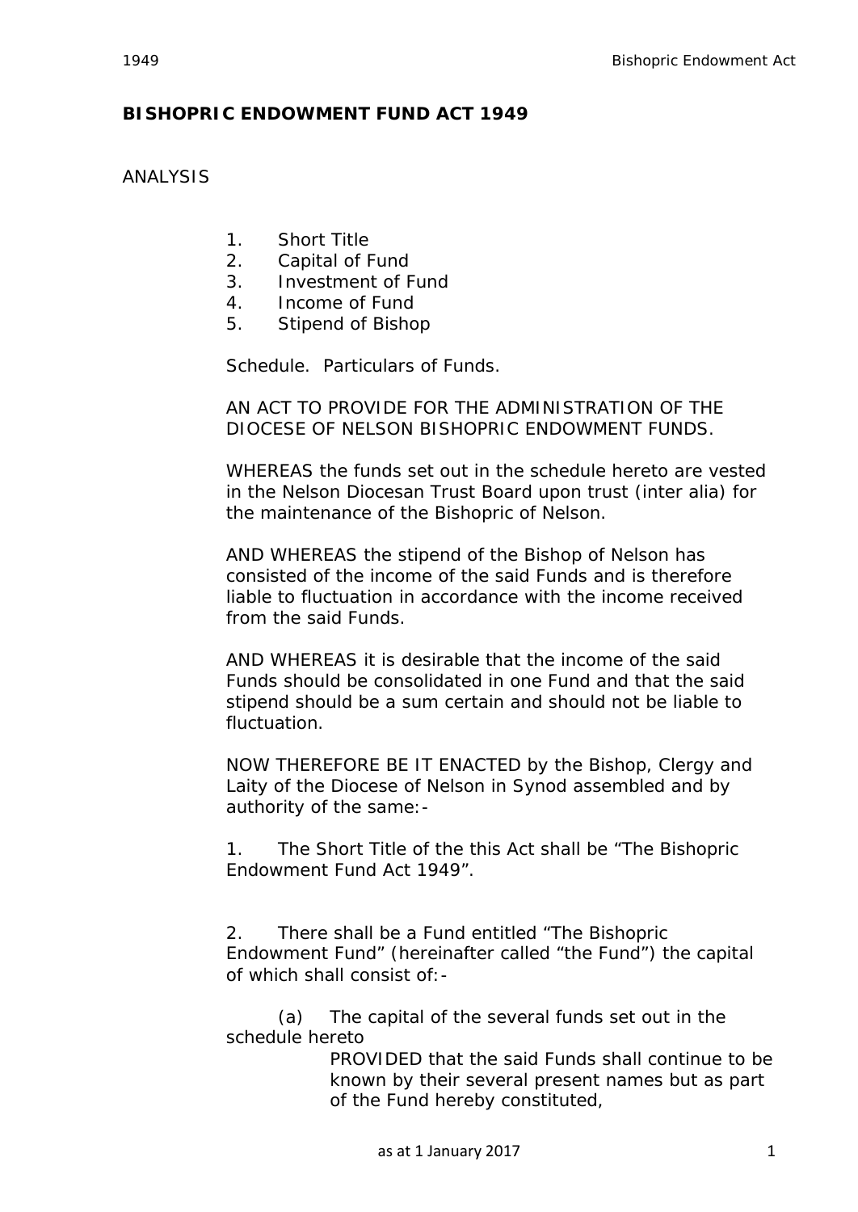# BISHOPRIC ENDOWMENT FUND ACT 1949

ANALYSIS

1. Short Title
2. Capital of Fund
3. Investment of Fund
4. Income of Fund
5. Stipend of Bishop

Schedule. Particulars of Funds.

AN ACT TO PROVIDE FOR THE ADMINISTRATION OF THE DIOCESE OF NELSON BISHOPRIC ENDOWMENT FUNDS.

WHEREAS the funds set out in the schedule hereto are vested in the Nelson Diocesan Trust Board upon trust (inter alia) for the maintenance of the Bishopric of Nelson.

AND WHEREAS the stipend of the Bishop of Nelson has consisted of the income of the said Funds and is therefore liable to fluctuation in accordance with the income received from the said Funds.

AND WHEREAS it is desirable that the income of the said Funds should be consolidated in one Fund and that the said stipend should be a sum certain and should not be liable to fluctuation.

NOW THEREFORE BE IT ENACTED by the Bishop, Clergy and Laity of the Diocese of Nelson in Synod assembled and by authority of the same:-

1. The Short Title of the this Act shall be "The Bishopric Endowment Fund Act 1949".

2. There shall be a Fund entitled "The Bishopric Endowment Fund" (hereinafter called "the Fund") the capital of which shall consist of:-

(a) The capital of the several funds set out in the schedule hereto

PROVIDED that the said Funds shall continue to be known by their several present names but as part of the Fund hereby constituted,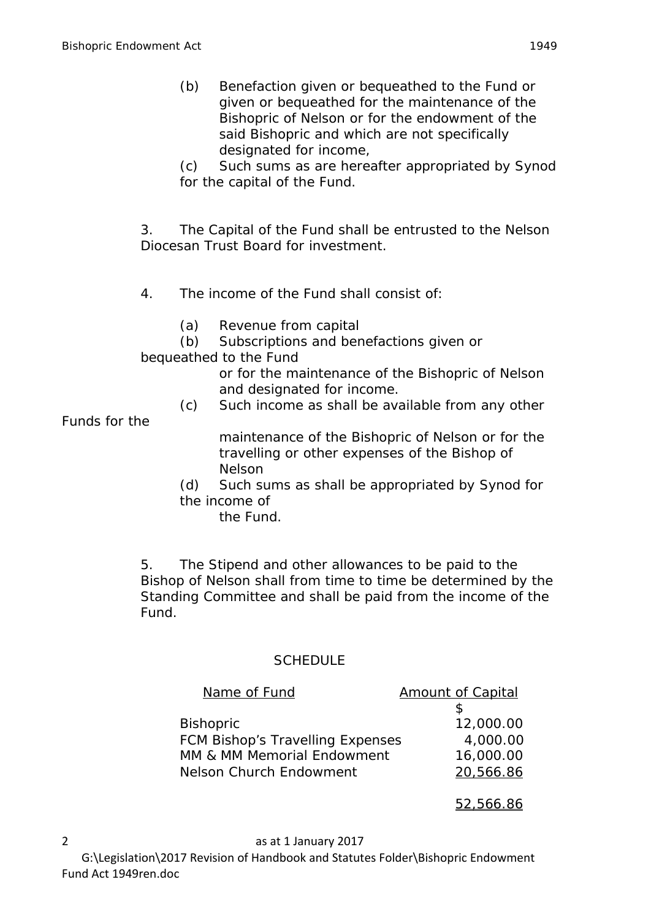(b) Benefaction given or bequeathed to the Fund or given or bequeathed for the maintenance of the Bishopric of Nelson or for the endowment of the said Bishopric and which are not specifically designated for income,

(c) Such sums as are hereafter appropriated by Synod for the capital of the Fund.

3. The Capital of the Fund shall be entrusted to the Nelson Diocesan Trust Board for investment.

4. The income of the Fund shall consist of:

(a) Revenue from capital

(b) Subscriptions and benefactions given or bequeathed to the Fund or for the maintenance of the Bishopric of Nelson and designated for income.

(c) Such income as shall be available from any other Funds for the maintenance of the Bishopric of Nelson or for the travelling or other expenses of the Bishop of Nelson

(d) Such sums as shall be appropriated by Synod for the income of the Fund.

5. The Stipend and other allowances to be paid to the Bishop of Nelson shall from time to time be determined by the Standing Committee and shall be paid from the income of the Fund.

SCHEDULE

| Name of Fund | Amount of Capital |
|---|---|
| | $ |
| Bishopric | 12,000.00 |
| FCM Bishop's Travelling Expenses | 4,000.00 |
| MM & MM Memorial Endowment | 16,000.00 |
| Nelson Church Endowment | 20,566.86 |
| | 52,566.86 |